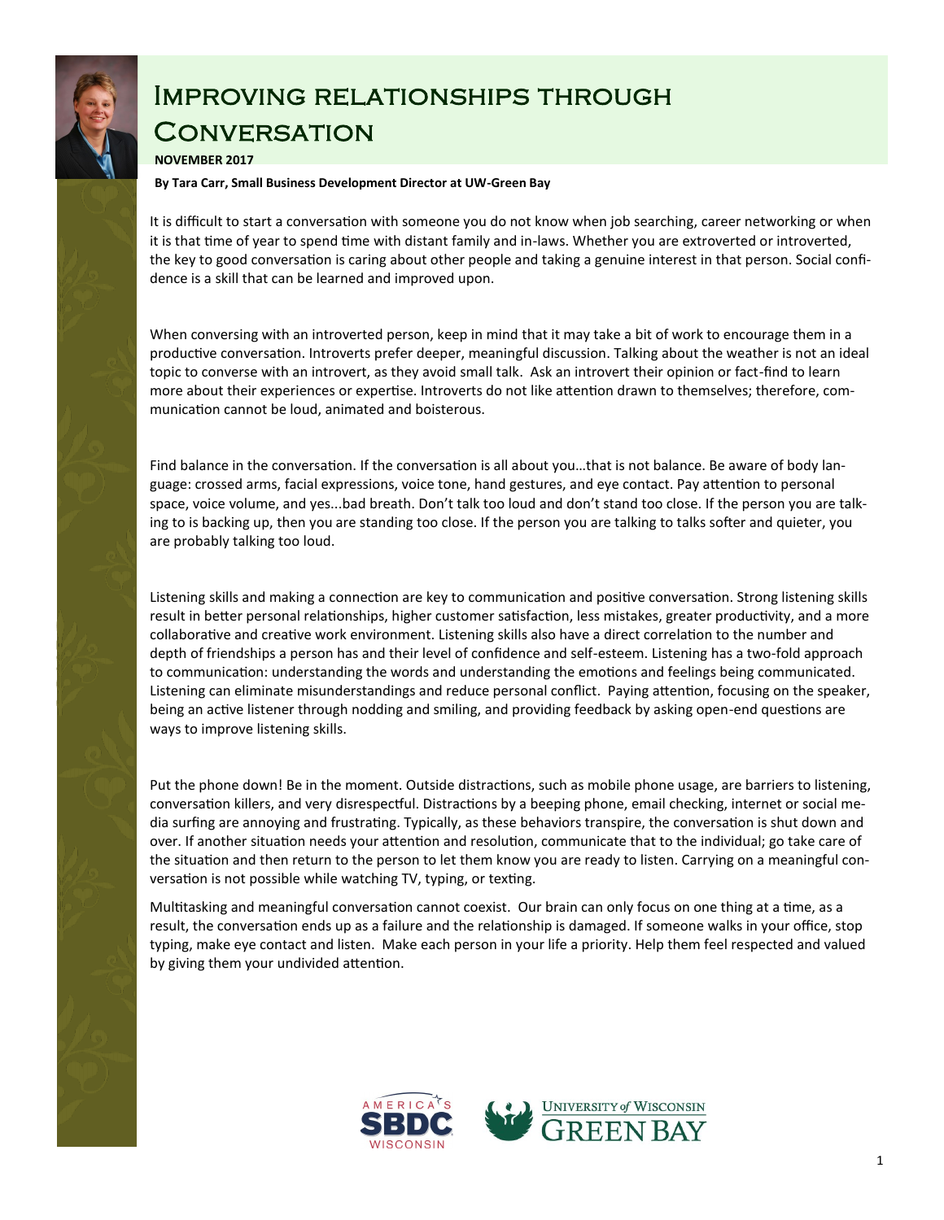# Improving relationships through Conversation

**NOVEMBER 2017**

**By Tara Carr, Small Business Development Director at UW-Green Bay**

It is difficult to start a conversation with someone you do not know when job searching, career networking or when it is that time of year to spend time with distant family and in-laws. Whether you are extroverted or introverted, the key to good conversation is caring about other people and taking a genuine interest in that person. Social confidence is a skill that can be learned and improved upon.

When conversing with an introverted person, keep in mind that it may take a bit of work to encourage them in a productive conversation. Introverts prefer deeper, meaningful discussion. Talking about the weather is not an ideal topic to converse with an introvert, as they avoid small talk. Ask an introvert their opinion or fact-find to learn more about their experiences or expertise. Introverts do not like attention drawn to themselves; therefore, communication cannot be loud, animated and boisterous.

Find balance in the conversation. If the conversation is all about you…that is not balance. Be aware of body language: crossed arms, facial expressions, voice tone, hand gestures, and eye contact. Pay attention to personal space, voice volume, and yes...bad breath. Don't talk too loud and don't stand too close. If the person you are talking to is backing up, then you are standing too close. If the person you are talking to talks softer and quieter, you are probably talking too loud.

Listening skills and making a connection are key to communication and positive conversation. Strong listening skills result in better personal relationships, higher customer satisfaction, less mistakes, greater productivity, and a more collaborative and creative work environment. Listening skills also have a direct correlation to the number and depth of friendships a person has and their level of confidence and self-esteem. Listening has a two-fold approach to communication: understanding the words and understanding the emotions and feelings being communicated. Listening can eliminate misunderstandings and reduce personal conflict. Paying attention, focusing on the speaker, being an active listener through nodding and smiling, and providing feedback by asking open-end questions are ways to improve listening skills.

Put the phone down! Be in the moment. Outside distractions, such as mobile phone usage, are barriers to listening, conversation killers, and very disrespectful. Distractions by a beeping phone, email checking, internet or social media surfing are annoying and frustrating. Typically, as these behaviors transpire, the conversation is shut down and over. If another situation needs your attention and resolution, communicate that to the individual; go take care of the situation and then return to the person to let them know you are ready to listen. Carrying on a meaningful conversation is not possible while watching TV, typing, or texting.

Multitasking and meaningful conversation cannot coexist. Our brain can only focus on one thing at a time, as a result, the conversation ends up as a failure and the relationship is damaged. If someone walks in your office, stop typing, make eye contact and listen. Make each person in your life a priority. Help them feel respected and valued by giving them your undivided attention.

America's SBDC Wisconsin | University of Wisconsin Green Bay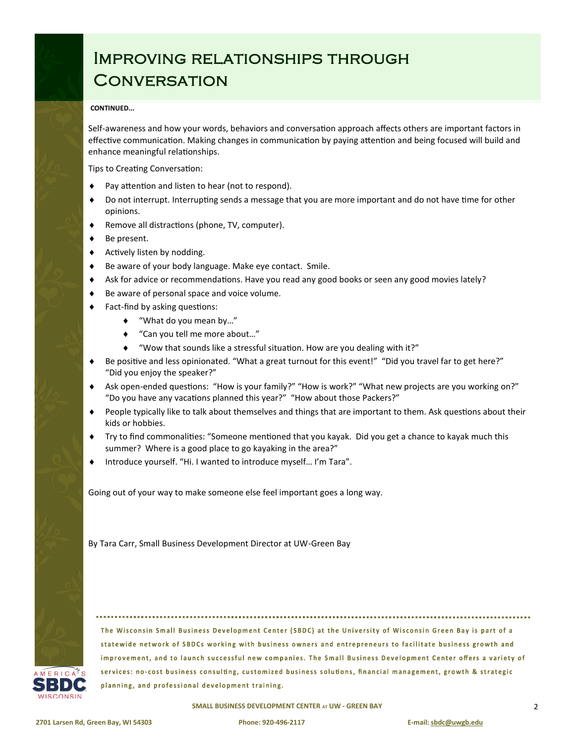# Improving relationships through Conversation

**CONTINUED...**

Self-awareness and how your words, behaviors and conversation approach affects others are important factors in effective communication. Making changes in communication by paying attention and being focused will build and enhance meaningful relationships.

Tips to Creating Conversation:

- Pay attention and listen to hear (not to respond).
- Do not interrupt. Interrupting sends a message that you are more important and do not have time for other opinions.
- Remove all distractions (phone, TV, computer).
- Be present.
- Actively listen by nodding.
- Be aware of your body language. Make eye contact. Smile.
- Ask for advice or recommendations. Have you read any good books or seen any good movies lately?
- Be aware of personal space and voice volume.
- Fact-find by asking questions:
    - "What do you mean by…"
    - "Can you tell me more about…"
    - "Wow that sounds like a stressful situation. How are you dealing with it?"
- Be positive and less opinionated. "What a great turnout for this event!" "Did you travel far to get here?" "Did you enjoy the speaker?"
- Ask open-ended questions: "How is your family?" "How is work?" "What new projects are you working on?" "Do you have any vacations planned this year?" "How about those Packers?"
- People typically like to talk about themselves and things that are important to them. Ask questions about their kids or hobbies.
- Try to find commonalities: "Someone mentioned that you kayak. Did you get a chance to kayak much this summer? Where is a good place to go kayaking in the area?"
- Introduce yourself. "Hi. I wanted to introduce myself… I'm Tara".

Going out of your way to make someone else feel important goes a long way.

By Tara Carr, Small Business Development Director at UW-Green Bay

---

**The Wisconsin Small Business Development Center (SBDC) at the University of Wisconsin Green Bay is part of a statewide network of SBDCs working with business owners and entrepreneurs to facilitate business growth and improvement, and to launch successful new companies. The Small Business Development Center offers a variety of services: no-cost business consulting, customized business solutions, financial management, growth & strategic planning, and professional development training.**

**SMALL BUSINESS DEVELOPMENT CENTER AT UW - GREEN BAY**

**2701 Larsen Rd, Green Bay, WI 54303** **Phone: 920-496-2117** **E-mail: sbdc@uwgb.edu**